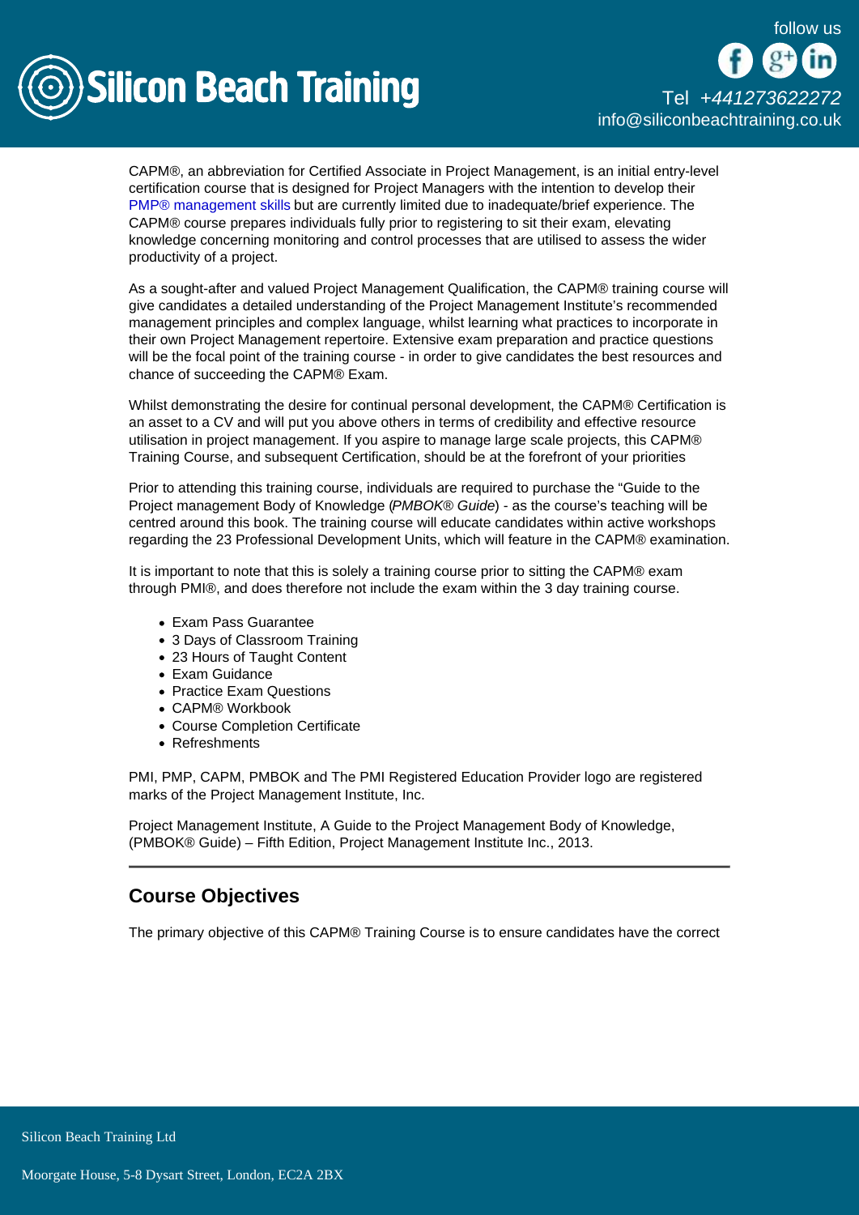CAPM®, an abbreviation for Certified Associate in Project Management, is an initial entry-level certification course that is designed for Project Managers with the intention to develop their PMP® management skills but are currently limited due to inadequate/brief experience. The CAPM® course prepares individuals fully prior to registering to sit their exam, elevating knowledge concerning monitoring and control processes that are utilised to assess the wider productivity of a project.

As a sought-after and valued Project Management Qualification, the CAPM® training course will give candidates a detailed understanding of the Project Management Institute's recommended management principles and complex language, whilst learning what practices to incorporate in their own Project Management repertoire. Extensive exam preparation and practice questions will be the focal point of the training course - in order to give candidates the best resources and chance of succeeding the CAPM® Exam.

Whilst demonstrating the desire for continual personal development, the CAPM® Certification is an asset to a CV and will put you above others in terms of credibility and effective resource utilisation in project management. If you aspire to manage large scale projects, this CAPM® Training Course, and subsequent Certification, should be at the forefront of your priorities

Prior to attending this training course, individuals are required to purchase the "Guide to the Project management Body of Knowledge (*PMBOK® Guide*) - as the course's teaching will be centred around this book. The training course will educate candidates within active workshops regarding the 23 Professional Development Units, which will feature in the CAPM® examination.

It is important to note that this is solely a training course prior to sitting the CAPM® exam through PMI®, and does therefore not include the exam within the 3 day training course.

- Exam Pass Guarantee
- 3 Days of Classroom Training
- 23 Hours of Taught Content
- Exam Guidance
- Practice Exam Questions
- CAPM® Workbook
- Course Completion Certificate
- Refreshments

PMI, PMP, CAPM, PMBOK and The PMI Registered Education Provider logo are registered marks of the Project Management Institute, Inc.

Project Management Institute, A Guide to the Project Management Body of Knowledge, (PMBOK® Guide) – Fifth Edition, Project Management Institute Inc., 2013.

---

## Course Objectives

The primary objective of this CAPM® Training Course is to ensure candidates have the correct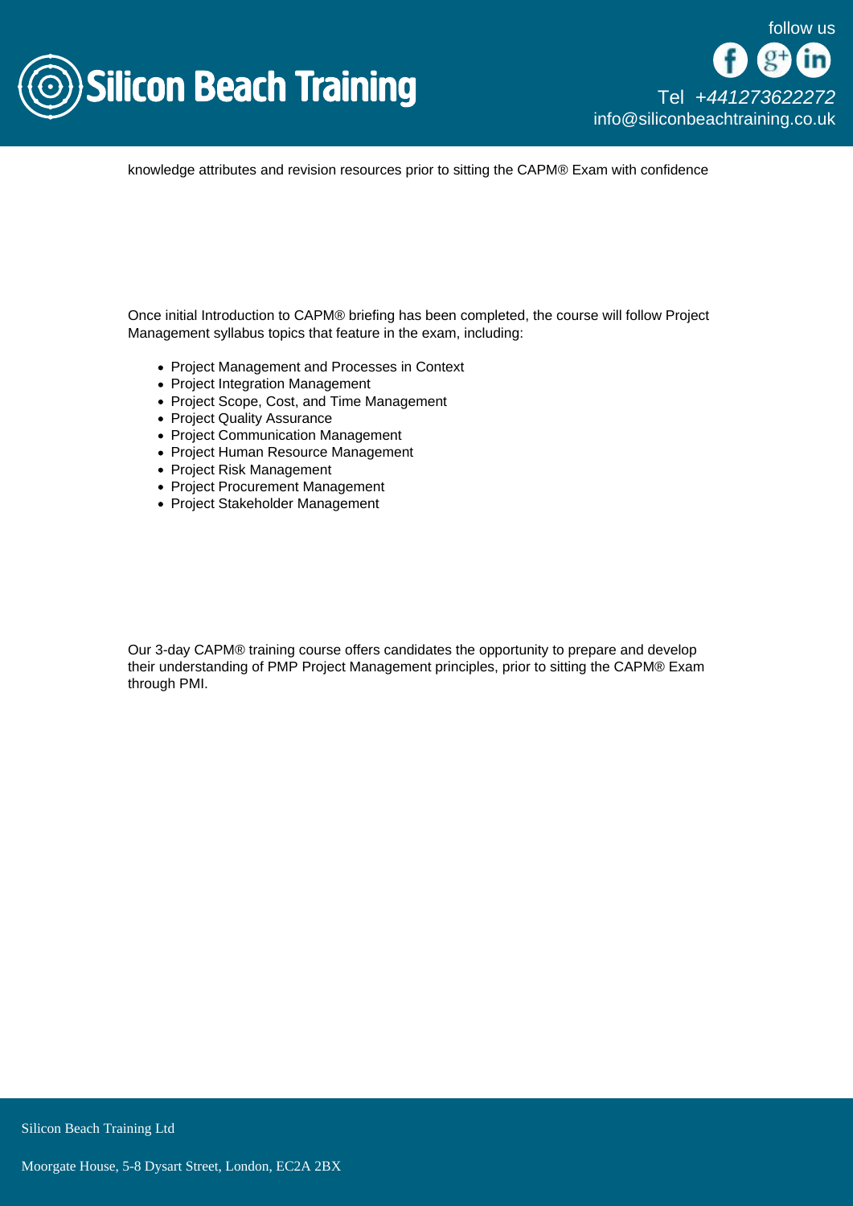knowledge attributes and revision resources prior to sitting the CAPM® Exam with confidence

Once initial Introduction to CAPM® briefing has been completed, the course will follow Project Management syllabus topics that feature in the exam, including:

- Project Management and Processes in Context
- Project Integration Management
- Project Scope, Cost, and Time Management
- Project Quality Assurance
- Project Communication Management
- Project Human Resource Management
- Project Risk Management
- Project Procurement Management
- Project Stakeholder Management

Our 3-day CAPM® training course offers candidates the opportunity to prepare and develop their understanding of PMP Project Management principles, prior to sitting the CAPM® Exam through PMI.